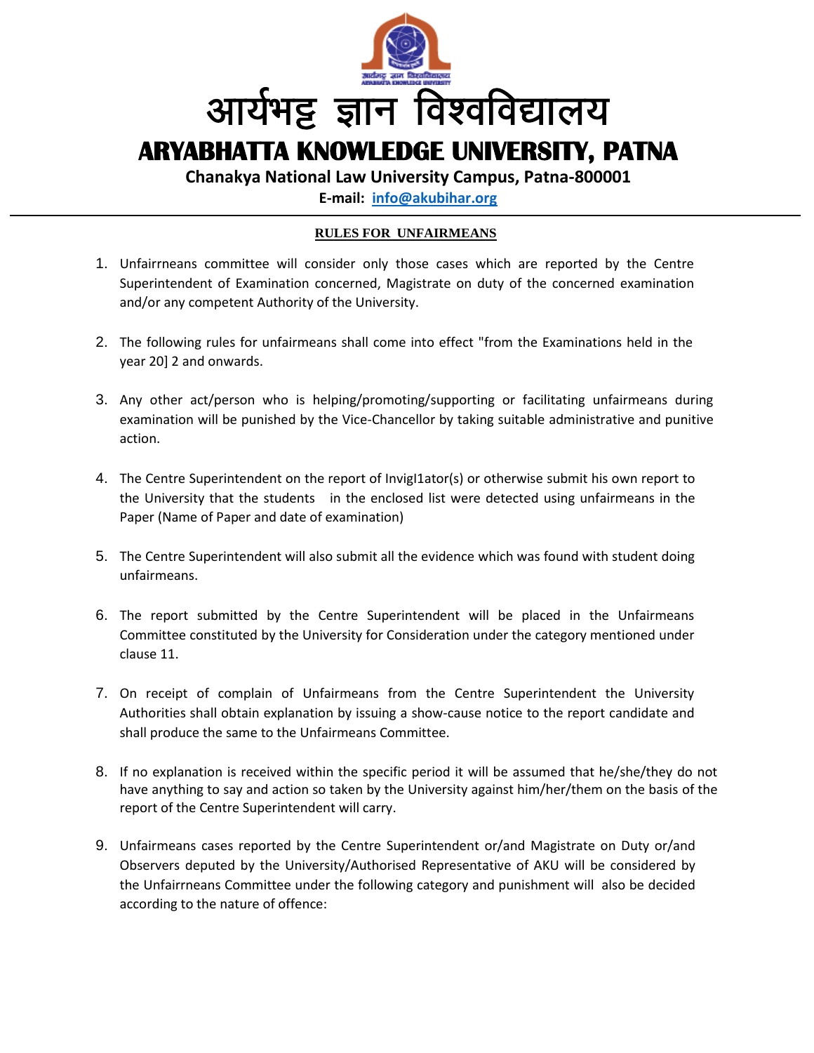# आर्यभट्ट ज्ञान विश्वविद्यालय

# ARYABHATTA KNOWLEDGE UNIVERSITY, PATNA

**Chanakya National Law University Campus, Patna-800001**

**E-mail: info@akubihar.org**

## RULES FOR UNFAIRMEANS

1. Unfairrneans committee will consider only those cases which are reported by the Centre Superintendent of Examination concerned, Magistrate on duty of the concerned examination and/or any competent Authority of the University.

2. The following rules for unfairmeans shall come into effect "from the Examinations held in the year 20] 2 and onwards.

3. Any other act/person who is helping/promoting/supporting or facilitating unfairmeans during examination will be punished by the Vice-Chancellor by taking suitable administrative and punitive action.

4. The Centre Superintendent on the report of InvigI1ator(s) or otherwise submit his own report to the University that the students in the enclosed list were detected using unfairmeans in the Paper (Name of Paper and date of examination)

5. The Centre Superintendent will also submit all the evidence which was found with student doing unfairmeans.

6. The report submitted by the Centre Superintendent will be placed in the Unfairmeans Committee constituted by the University for Consideration under the category mentioned under clause 11.

7. On receipt of complain of Unfairmeans from the Centre Superintendent the University Authorities shall obtain explanation by issuing a show-cause notice to the report candidate and shall produce the same to the Unfairmeans Committee.

8. If no explanation is received within the specific period it will be assumed that he/she/they do not have anything to say and action so taken by the University against him/her/them on the basis of the report of the Centre Superintendent will carry.

9. Unfairmeans cases reported by the Centre Superintendent or/and Magistrate on Duty or/and Observers deputed by the University/Authorised Representative of AKU will be considered by the Unfairrneans Committee under the following category and punishment will also be decided according to the nature of offence: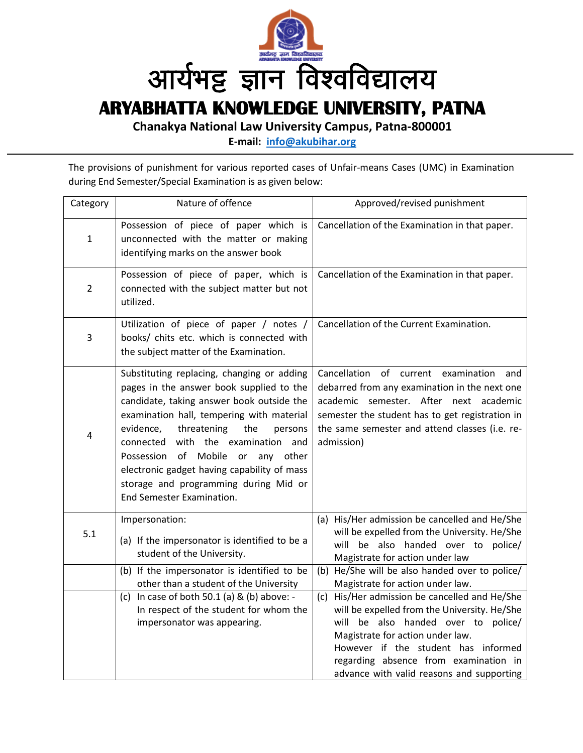# आर्यभट्ट ज्ञान विश्वविद्यालय

# ARYABHATTA KNOWLEDGE UNIVERSITY, PATNA

**Chanakya National Law University Campus, Patna-800001**

**E-mail: info@akubihar.org**

The provisions of punishment for various reported cases of Unfair-means Cases (UMC) in Examination during End Semester/Special Examination is as given below:

| Category | Nature of offence | Approved/revised punishment |
|---|---|---|
| 1 | Possession of piece of paper which is unconnected with the matter or making identifying marks on the answer book | Cancellation of the Examination in that paper. |
| 2 | Possession of piece of paper, which is connected with the subject matter but not utilized. | Cancellation of the Examination in that paper. |
| 3 | Utilization of piece of paper / notes / books/ chits etc. which is connected with the subject matter of the Examination. | Cancellation of the Current Examination. |
| 4 | Substituting replacing, changing or adding pages in the answer book supplied to the candidate, taking answer book outside the examination hall, tempering with material evidence, threatening the persons connected with the examination and Possession of Mobile or any other electronic gadget having capability of mass storage and programming during Mid or End Semester Examination. | Cancellation of current examination and debarred from any examination in the next one academic semester. After next academic semester the student has to get registration in the same semester and attend classes (i.e. re-admission) |
| 5.1 | Impersonation:<br>(a) If the impersonator is identified to be a student of the University. | (a) His/Her admission be cancelled and He/She will be expelled from the University. He/She will be also handed over to police/ Magistrate for action under law |
| | (b) If the impersonator is identified to be other than a student of the University | (b) He/She will be also handed over to police/ Magistrate for action under law. |
| | (c) In case of both 50.1 (a) & (b) above: - In respect of the student for whom the impersonator was appearing. | (c) His/Her admission be cancelled and He/She will be expelled from the University. He/She will be also handed over to police/ Magistrate for action under law.<br>However if the student has informed regarding absence from examination in advance with valid reasons and supporting |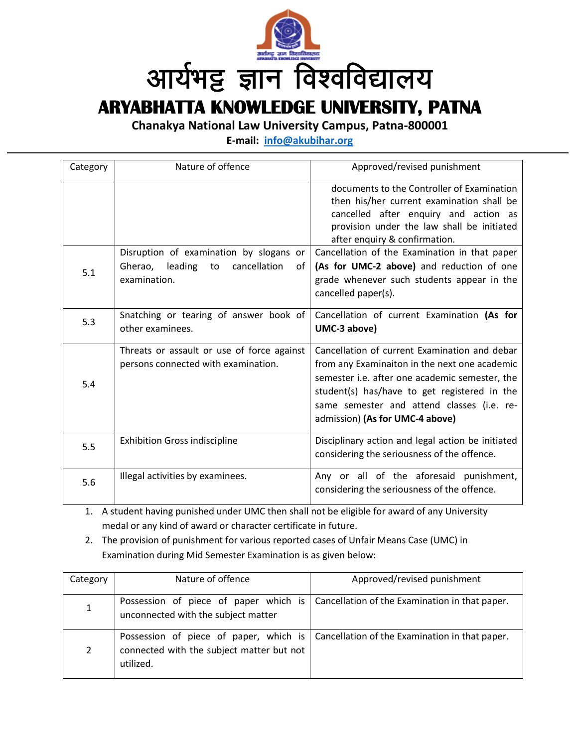# आर्यभट्ट ज्ञान विश्वविद्यालय

## ARYABHATTA KNOWLEDGE UNIVERSITY, PATNA

**Chanakya National Law University Campus, Patna-800001**

**E-mail: info@akubihar.org**

| Category | Nature of offence | Approved/revised punishment |
|---|---|---|
| | | documents to the Controller of Examination then his/her current examination shall be cancelled after enquiry and action as provision under the law shall be initiated after enquiry & confirmation. |
| 5.1 | Disruption of examination by slogans or Gherao, leading to cancellation of examination. | Cancellation of the Examination in that paper **(As for UMC-2 above)** and reduction of one grade whenever such students appear in the cancelled paper(s). |
| 5.3 | Snatching or tearing of answer book of other examinees. | Cancellation of current Examination **(As for UMC-3 above)** |
| 5.4 | Threats or assault or use of force against persons connected with examination. | Cancellation of current Examination and debar from any Examinaiton in the next one academic semester i.e. after one academic semester, the student(s) has/have to get registered in the same semester and attend classes (i.e. re-admission) **(As for UMC-4 above)** |
| 5.5 | Exhibition Gross indiscipline | Disciplinary action and legal action be initiated considering the seriousness of the offence. |
| 5.6 | Illegal activities by examinees. | Any or all of the aforesaid punishment, considering the seriousness of the offence. |

1. A student having punished under UMC then shall not be eligible for award of any University medal or any kind of award or character certificate in future.
2. The provision of punishment for various reported cases of Unfair Means Case (UMC) in Examination during Mid Semester Examination is as given below:

| Category | Nature of offence | Approved/revised punishment |
|---|---|---|
| 1 | Possession of piece of paper which is unconnected with the subject matter | Cancellation of the Examination in that paper. |
| 2 | Possession of piece of paper, which is connected with the subject matter but not utilized. | Cancellation of the Examination in that paper. |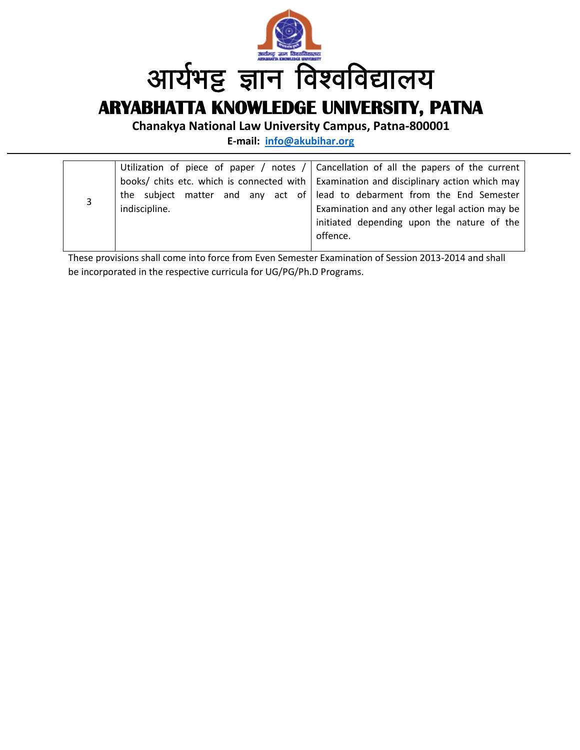# आर्यभट्ट ज्ञान विश्वविद्यालय

## ARYABHATTA KNOWLEDGE UNIVERSITY, PATNA

**Chanakya National Law University Campus, Patna-800001**

**E-mail: info@akubihar.org**

| | | |
|---|---|---|
| 3 | Utilization of piece of paper / notes / books/ chits etc. which is connected with the subject matter and any act of indiscipline. | Cancellation of all the papers of the current Examination and disciplinary action which may lead to debarment from the End Semester Examination and any other legal action may be initiated depending upon the nature of the offence. |

These provisions shall come into force from Even Semester Examination of Session 2013-2014 and shall be incorporated in the respective curricula for UG/PG/Ph.D Programs.